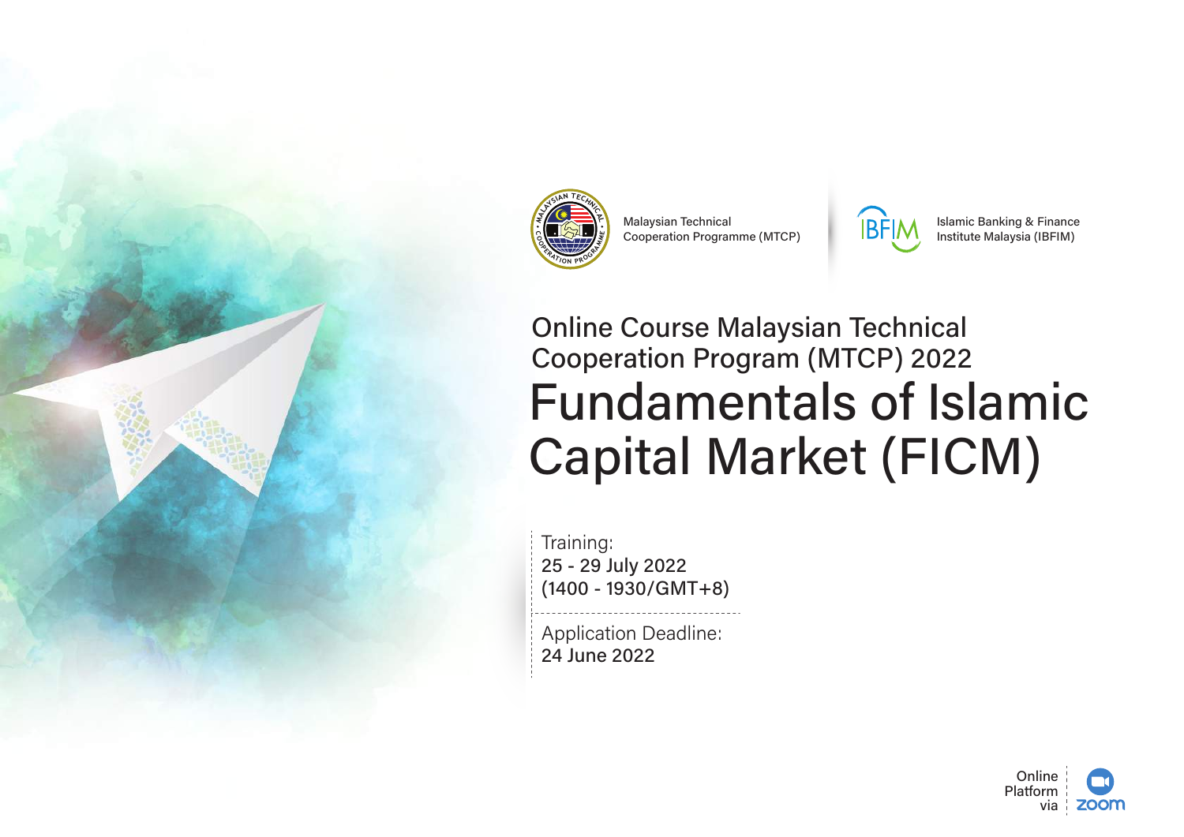Malaysian Technical Cooperation Programme (MTCP)

Islamic Banking & Finance Institute Malaysia (IBFIM)

## Online Course Malaysian Technical Cooperation Program (MTCP) 2022

# Fundamentals of Islamic Capital Market (FICM)

Training:
25 - 29 July 2022
(1400 - 1930/GMT+8)

Application Deadline:
24 June 2022

Online Platform via zoom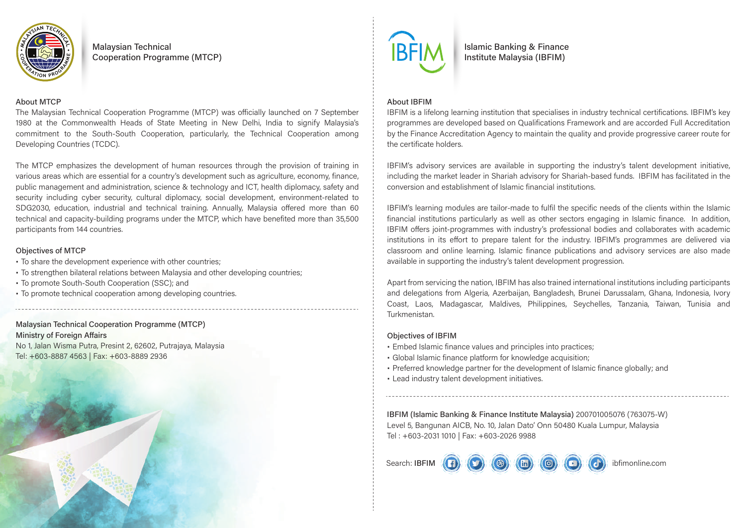# Malaysian Technical Cooperation Programme (MTCP)

## About MTCP

The Malaysian Technical Cooperation Programme (MTCP) was officially launched on 7 September 1980 at the Commonwealth Heads of State Meeting in New Delhi, India to signify Malaysia's commitment to the South-South Cooperation, particularly, the Technical Cooperation among Developing Countries (TCDC).

The MTCP emphasizes the development of human resources through the provision of training in various areas which are essential for a country's development such as agriculture, economy, finance, public management and administration, science & technology and ICT, health diplomacy, safety and security including cyber security, cultural diplomacy, social development, environment-related to SDG2030, education, industrial and technical training. Annually, Malaysia offered more than 60 technical and capacity-building programs under the MTCP, which have benefited more than 35,500 participants from 144 countries.

## Objectives of MTCP

- To share the development experience with other countries;
- To strengthen bilateral relations between Malaysia and other developing countries;
- To promote South-South Cooperation (SSC); and
- To promote technical cooperation among developing countries.

---

Malaysian Technical Cooperation Programme (MTCP)
Ministry of Foreign Affairs
No 1, Jalan Wisma Putra, Presint 2, 62602, Putrajaya, Malaysia
Tel: +603-8887 4563 | Fax: +603-8889 2936

# Islamic Banking & Finance Institute Malaysia (IBFIM)

## About IBFIM

IBFIM is a lifelong learning institution that specialises in industry technical certifications. IBFIM's key programmes are developed based on Qualifications Framework and are accorded Full Accreditation by the Finance Accreditation Agency to maintain the quality and provide progressive career route for the certificate holders.

IBFIM's advisory services are available in supporting the industry's talent development initiative, including the market leader in Shariah advisory for Shariah-based funds. IBFIM has facilitated in the conversion and establishment of Islamic financial institutions.

IBFIM's learning modules are tailor-made to fulfil the specific needs of the clients within the Islamic financial institutions particularly as well as other sectors engaging in Islamic finance. In addition, IBFIM offers joint-programmes with industry's professional bodies and collaborates with academic institutions in its effort to prepare talent for the industry. IBFIM's programmes are delivered via classroom and online learning. Islamic finance publications and advisory services are also made available in supporting the industry's talent development progression.

Apart from servicing the nation, IBFIM has also trained international institutions including participants and delegations from Algeria, Azerbaijan, Bangladesh, Brunei Darussalam, Ghana, Indonesia, Ivory Coast, Laos, Madagascar, Maldives, Philippines, Seychelles, Tanzania, Taiwan, Tunisia and Turkmenistan.

## Objectives of IBFIM

- Embed Islamic finance values and principles into practices;
- Global Islamic finance platform for knowledge acquisition;
- Preferred knowledge partner for the development of Islamic finance globally; and
- Lead industry talent development initiatives.

---

IBFIM (Islamic Banking & Finance Institute Malaysia) 200701005076 (763075-W)
Level 5, Bangunan AICB, No. 10, Jalan Dato' Onn 50480 Kuala Lumpur, Malaysia
Tel : +603-2031 1010 | Fax: +603-2026 9988

Search: IBFIM ibfimonline.com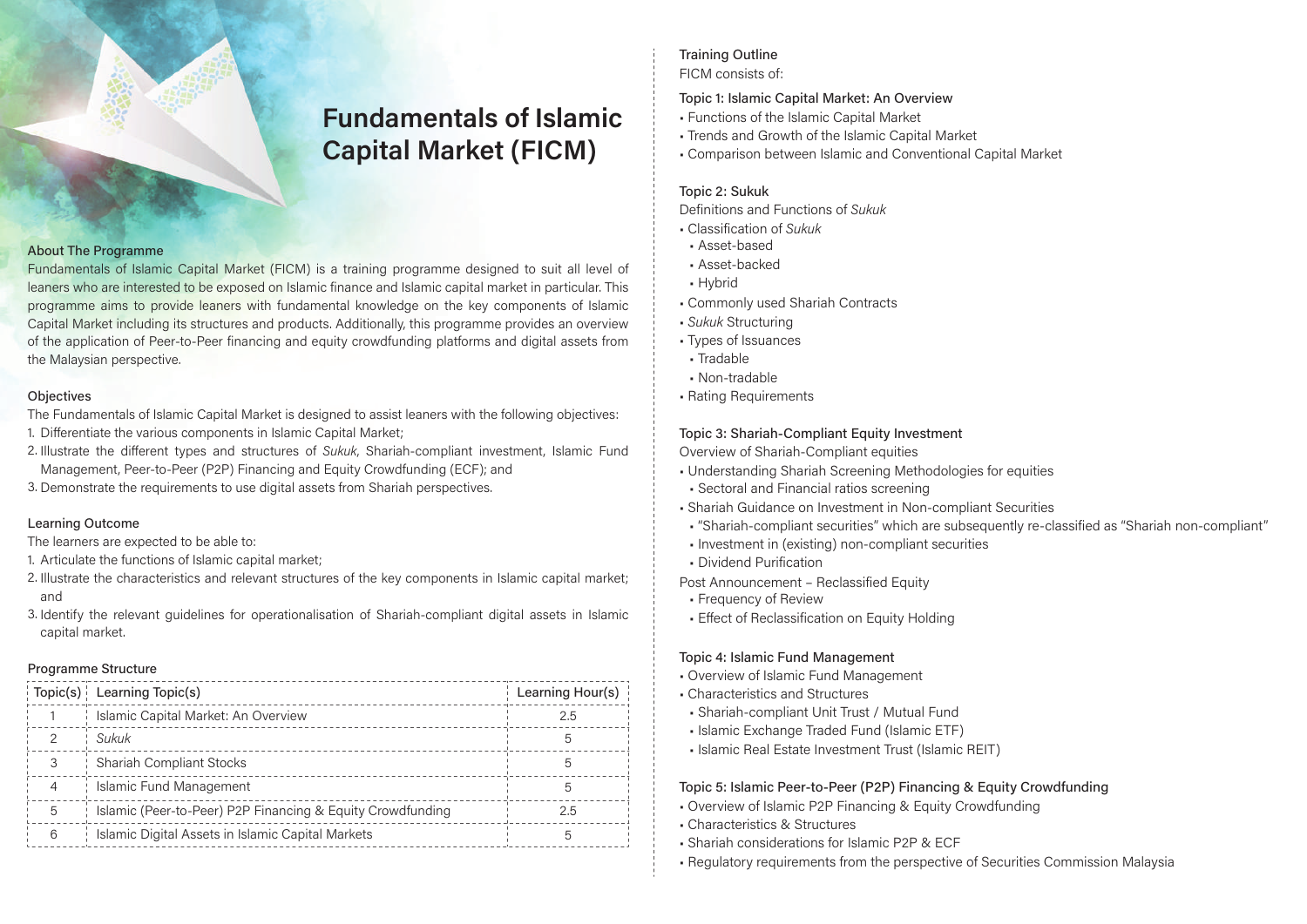// Fundamentals of Islamic Capital Market (FICM)

## About The Programme

Fundamentals of Islamic Capital Market (FICM) is a training programme designed to suit all level of leaners who are interested to be exposed on Islamic finance and Islamic capital market in particular. This programme aims to provide leaners with fundamental knowledge on the key components of Islamic Capital Market including its structures and products. Additionally, this programme provides an overview of the application of Peer-to-Peer financing and equity crowdfunding platforms and digital assets from the Malaysian perspective.

## Objectives

The Fundamentals of Islamic Capital Market is designed to assist leaners with the following objectives:

1. Differentiate the various components in Islamic Capital Market;
2. Illustrate the different types and structures of *Sukuk*, Shariah-compliant investment, Islamic Fund Management, Peer-to-Peer (P2P) Financing and Equity Crowdfunding (ECF); and
3. Demonstrate the requirements to use digital assets from Shariah perspectives.

## Learning Outcome

The learners are expected to be able to:

1. Articulate the functions of Islamic capital market;
2. Illustrate the characteristics and relevant structures of the key components in Islamic capital market; and
3. Identify the relevant guidelines for operationalisation of Shariah-compliant digital assets in Islamic capital market.

## Programme Structure

| Topic(s) | Learning Topic(s) | Learning Hour(s) |
|---|---|---|
| 1 | Islamic Capital Market: An Overview | 2.5 |
| 2 | *Sukuk* | 5 |
| 3 | Shariah Compliant Stocks | 5 |
| 4 | Islamic Fund Management | 5 |
| 5 | Islamic (Peer-to-Peer) P2P Financing & Equity Crowdfunding | 2.5 |
| 6 | Islamic Digital Assets in Islamic Capital Markets | 5 |

## Training Outline

FICM consists of:

### Topic 1: Islamic Capital Market: An Overview

- Functions of the Islamic Capital Market
- Trends and Growth of the Islamic Capital Market
- Comparison between Islamic and Conventional Capital Market

### Topic 2: Sukuk

Definitions and Functions of *Sukuk*

- Classification of *Sukuk*
  - Asset-based
  - Asset-backed
  - Hybrid
- Commonly used Shariah Contracts
- *Sukuk* Structuring
- Types of Issuances
  - Tradable
  - Non-tradable
- Rating Requirements

### Topic 3: Shariah-Compliant Equity Investment

Overview of Shariah-Compliant equities

- Understanding Shariah Screening Methodologies for equities
  - Sectoral and Financial ratios screening
- Shariah Guidance on Investment in Non-compliant Securities
  - "Shariah-compliant securities" which are subsequently re-classified as "Shariah non-compliant"
  - Investment in (existing) non-compliant securities
  - Dividend Purification

Post Announcement – Reclassified Equity

- Frequency of Review
- Effect of Reclassification on Equity Holding

### Topic 4: Islamic Fund Management

- Overview of Islamic Fund Management
- Characteristics and Structures
  - Shariah-compliant Unit Trust / Mutual Fund
  - Islamic Exchange Traded Fund (Islamic ETF)
  - Islamic Real Estate Investment Trust (Islamic REIT)

### Topic 5: Islamic Peer-to-Peer (P2P) Financing & Equity Crowdfunding

- Overview of Islamic P2P Financing & Equity Crowdfunding
- Characteristics & Structures
- Shariah considerations for Islamic P2P & ECF
- Regulatory requirements from the perspective of Securities Commission Malaysia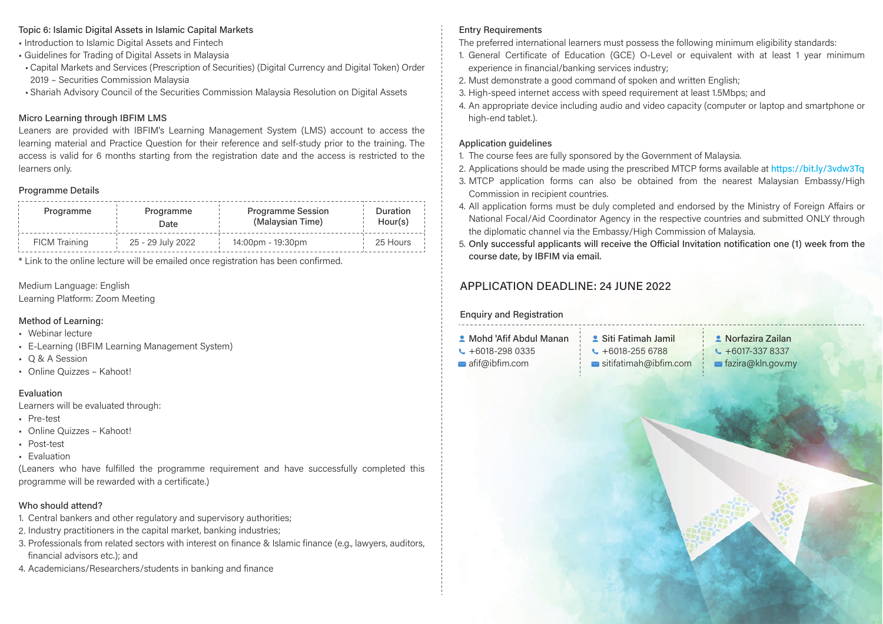### Topic 6: Islamic Digital Assets in Islamic Capital Markets

- Introduction to Islamic Digital Assets and Fintech
- Guidelines for Trading of Digital Assets in Malaysia
  - Capital Markets and Services (Prescription of Securities) (Digital Currency and Digital Token) Order 2019 – Securities Commission Malaysia
  - Shariah Advisory Council of the Securities Commission Malaysia Resolution on Digital Assets

### Micro Learning through IBFIM LMS

Leaners are provided with IBFIM's Learning Management System (LMS) account to access the learning material and Practice Question for their reference and self-study prior to the training. The access is valid for 6 months starting from the registration date and the access is restricted to the learners only.

### Programme Details

| Programme | Programme Date | Programme Session (Malaysian Time) | Duration Hour(s) |
|---|---|---|---|
| FICM Training | 25 - 29 July 2022 | 14:00pm - 19:30pm | 25 Hours |

* Link to the online lecture will be emailed once registration has been confirmed.

Medium Language: English
Learning Platform: Zoom Meeting

### Method of Learning:

- Webinar lecture
- E-Learning (IBFIM Learning Management System)
- Q & A Session
- Online Quizzes – Kahoot!

### Evaluation

Learners will be evaluated through:

- Pre-test
- Online Quizzes – Kahoot!
- Post-test
- Evaluation

(Leaners who have fulfilled the programme requirement and have successfully completed this programme will be rewarded with a certificate.)

### Who should attend?

1. Central bankers and other regulatory and supervisory authorities;
2. Industry practitioners in the capital market, banking industries;
3. Professionals from related sectors with interest on finance & Islamic finance (e.g., lawyers, auditors, financial advisors etc.); and
4. Academicians/Researchers/students in banking and finance

### Entry Requirements

The preferred international learners must possess the following minimum eligibility standards:

1. General Certificate of Education (GCE) O-Level or equivalent with at least 1 year minimum experience in financial/banking services industry;
2. Must demonstrate a good command of spoken and written English;
3. High-speed internet access with speed requirement at least 1.5Mbps; and
4. An appropriate device including audio and video capacity (computer or laptop and smartphone or high-end tablet.).

### Application guidelines

1. The course fees are fully sponsored by the Government of Malaysia.
2. Applications should be made using the prescribed MTCP forms available at https://bit.ly/3vdw3Tq
3. MTCP application forms can also be obtained from the nearest Malaysian Embassy/High Commission in recipient countries.
4. All application forms must be duly completed and endorsed by the Ministry of Foreign Affairs or National Focal/Aid Coordinator Agency in the respective countries and submitted ONLY through the diplomatic channel via the Embassy/High Commission of Malaysia.
5. **Only successful applicants will receive the Official Invitation notification one (1) week from the course date, by IBFIM via email.**

## APPLICATION DEADLINE: 24 JUNE 2022

### Enquiry and Registration

Mohd 'Afif Abdul Manan
+6018-298 0335
afif@ibfim.com

Siti Fatimah Jamil
+6018-255 6788
sitifatimah@ibfim.com

Norfazira Zailan
+6017-337 8337
fazira@kln.gov.my